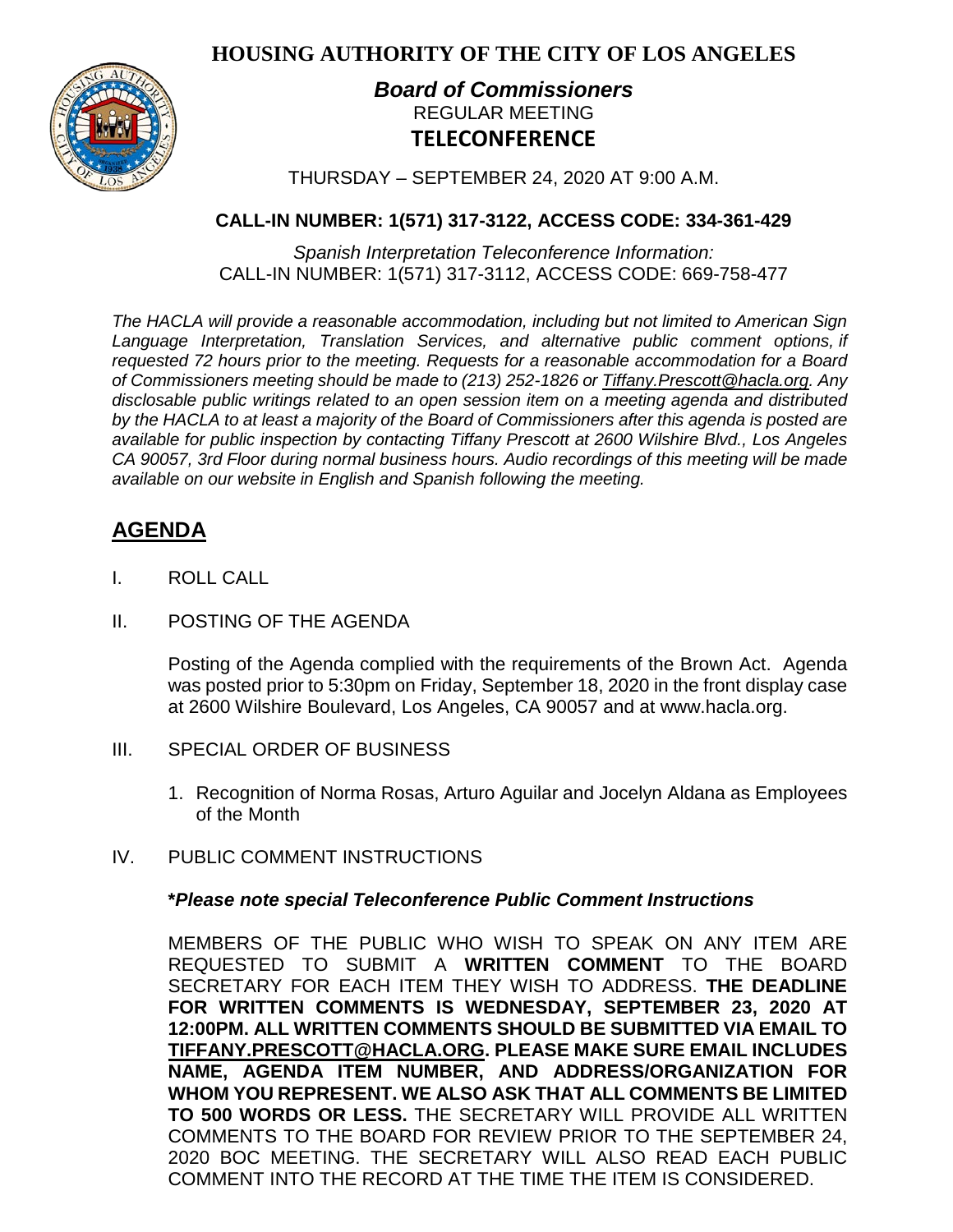# HOUSING AUTHORITY OF THE CITY OF LOS ANGELES

## *Board of Commissioners*

REGULAR MEETING

**TELECONFERENCE**

THURSDAY – SEPTEMBER 24, 2020 AT 9:00 A.M.

**CALL-IN NUMBER: 1(571) 317-3122, ACCESS CODE: 334-361-429**

*Spanish Interpretation Teleconference Information:*
CALL-IN NUMBER: 1(571) 317-3112, ACCESS CODE: 669-758-477

*The HACLA will provide a reasonable accommodation, including but not limited to American Sign Language Interpretation, Translation Services, and alternative public comment options, if requested 72 hours prior to the meeting. Requests for a reasonable accommodation for a Board of Commissioners meeting should be made to (213) 252-1826 or Tiffany.Prescott@hacla.org. Any disclosable public writings related to an open session item on a meeting agenda and distributed by the HACLA to at least a majority of the Board of Commissioners after this agenda is posted are available for public inspection by contacting Tiffany Prescott at 2600 Wilshire Blvd., Los Angeles CA 90057, 3rd Floor during normal business hours. Audio recordings of this meeting will be made available on our website in English and Spanish following the meeting.*

## AGENDA

I. ROLL CALL

II. POSTING OF THE AGENDA

Posting of the Agenda complied with the requirements of the Brown Act. Agenda was posted prior to 5:30pm on Friday, September 18, 2020 in the front display case at 2600 Wilshire Boulevard, Los Angeles, CA 90057 and at www.hacla.org.

III. SPECIAL ORDER OF BUSINESS

1. Recognition of Norma Rosas, Arturo Aguilar and Jocelyn Aldana as Employees of the Month

IV. PUBLIC COMMENT INSTRUCTIONS

***Please note special Teleconference Public Comment Instructions***

MEMBERS OF THE PUBLIC WHO WISH TO SPEAK ON ANY ITEM ARE REQUESTED TO SUBMIT A **WRITTEN COMMENT** TO THE BOARD SECRETARY FOR EACH ITEM THEY WISH TO ADDRESS. **THE DEADLINE FOR WRITTEN COMMENTS IS WEDNESDAY, SEPTEMBER 23, 2020 AT 12:00PM. ALL WRITTEN COMMENTS SHOULD BE SUBMITTED VIA EMAIL TO TIFFANY.PRESCOTT@HACLA.ORG. PLEASE MAKE SURE EMAIL INCLUDES NAME, AGENDA ITEM NUMBER, AND ADDRESS/ORGANIZATION FOR WHOM YOU REPRESENT. WE ALSO ASK THAT ALL COMMENTS BE LIMITED TO 500 WORDS OR LESS.** THE SECRETARY WILL PROVIDE ALL WRITTEN COMMENTS TO THE BOARD FOR REVIEW PRIOR TO THE SEPTEMBER 24, 2020 BOC MEETING. THE SECRETARY WILL ALSO READ EACH PUBLIC COMMENT INTO THE RECORD AT THE TIME THE ITEM IS CONSIDERED.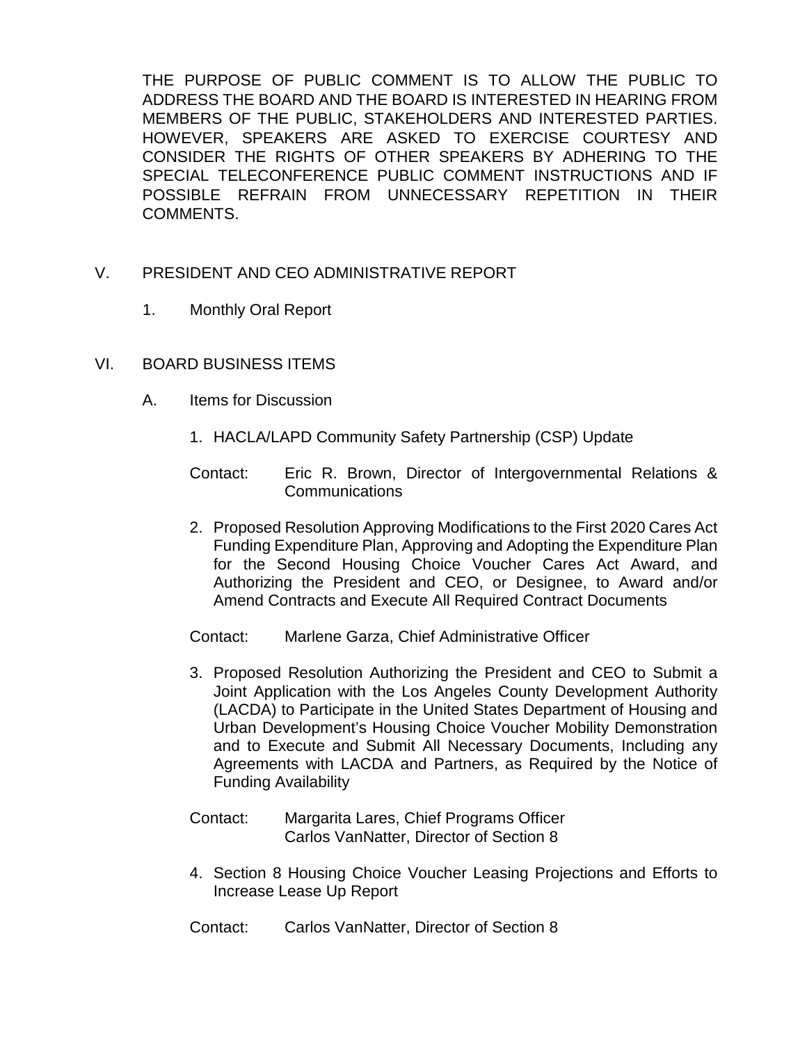THE PURPOSE OF PUBLIC COMMENT IS TO ALLOW THE PUBLIC TO ADDRESS THE BOARD AND THE BOARD IS INTERESTED IN HEARING FROM MEMBERS OF THE PUBLIC, STAKEHOLDERS AND INTERESTED PARTIES. HOWEVER, SPEAKERS ARE ASKED TO EXERCISE COURTESY AND CONSIDER THE RIGHTS OF OTHER SPEAKERS BY ADHERING TO THE SPECIAL TELECONFERENCE PUBLIC COMMENT INSTRUCTIONS AND IF POSSIBLE REFRAIN FROM UNNECESSARY REPETITION IN THEIR COMMENTS.

V. PRESIDENT AND CEO ADMINISTRATIVE REPORT

1. Monthly Oral Report

VI. BOARD BUSINESS ITEMS

A. Items for Discussion

1. HACLA/LAPD Community Safety Partnership (CSP) Update

   Contact: Eric R. Brown, Director of Intergovernmental Relations & Communications

2. Proposed Resolution Approving Modifications to the First 2020 Cares Act Funding Expenditure Plan, Approving and Adopting the Expenditure Plan for the Second Housing Choice Voucher Cares Act Award, and Authorizing the President and CEO, or Designee, to Award and/or Amend Contracts and Execute All Required Contract Documents

   Contact: Marlene Garza, Chief Administrative Officer

3. Proposed Resolution Authorizing the President and CEO to Submit a Joint Application with the Los Angeles County Development Authority (LACDA) to Participate in the United States Department of Housing and Urban Development's Housing Choice Voucher Mobility Demonstration and to Execute and Submit All Necessary Documents, Including any Agreements with LACDA and Partners, as Required by the Notice of Funding Availability

   Contact: Margarita Lares, Chief Programs Officer
   Carlos VanNatter, Director of Section 8

4. Section 8 Housing Choice Voucher Leasing Projections and Efforts to Increase Lease Up Report

   Contact: Carlos VanNatter, Director of Section 8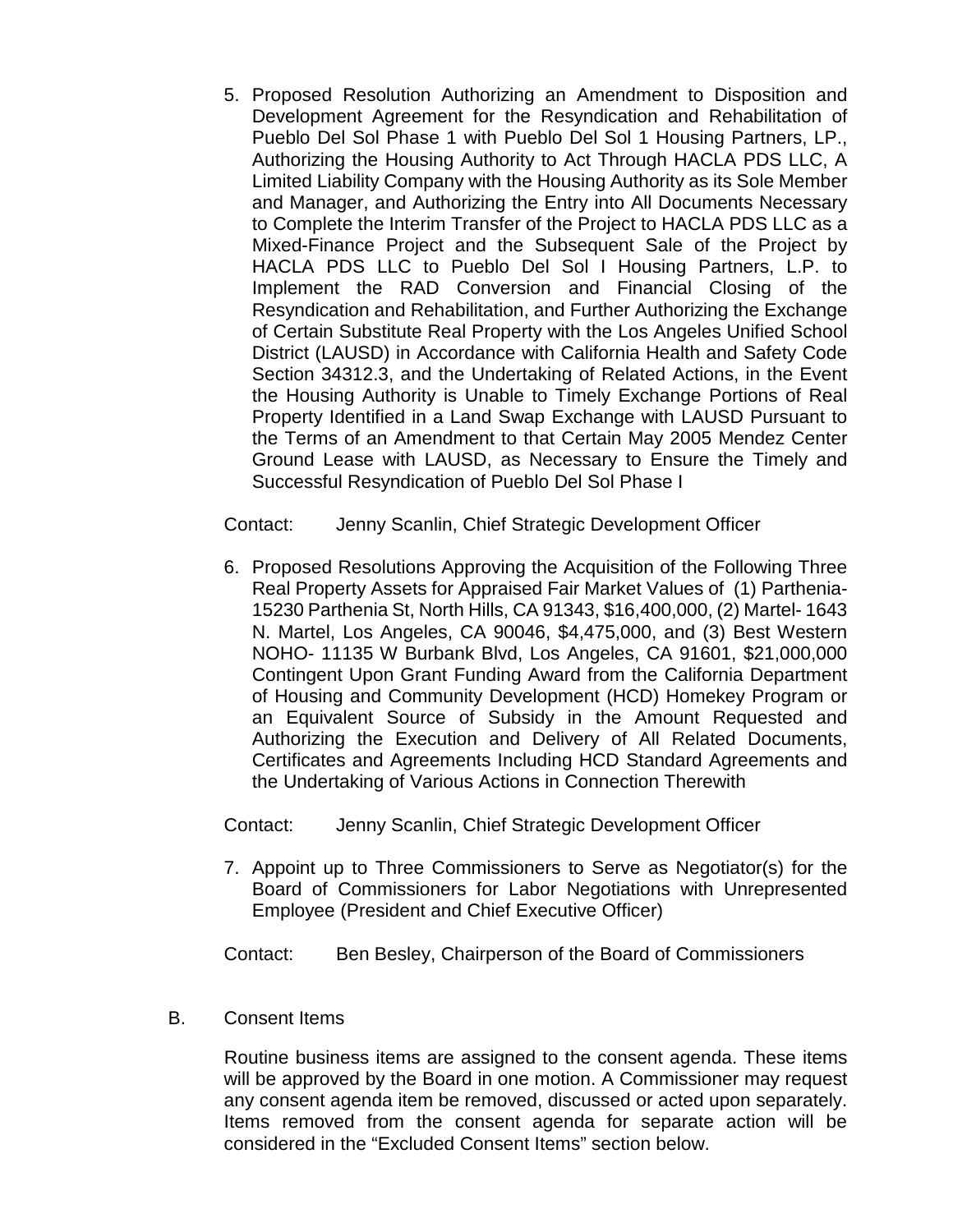5. Proposed Resolution Authorizing an Amendment to Disposition and Development Agreement for the Resyndication and Rehabilitation of Pueblo Del Sol Phase 1 with Pueblo Del Sol 1 Housing Partners, LP., Authorizing the Housing Authority to Act Through HACLA PDS LLC, A Limited Liability Company with the Housing Authority as its Sole Member and Manager, and Authorizing the Entry into All Documents Necessary to Complete the Interim Transfer of the Project to HACLA PDS LLC as a Mixed-Finance Project and the Subsequent Sale of the Project by HACLA PDS LLC to Pueblo Del Sol I Housing Partners, L.P. to Implement the RAD Conversion and Financial Closing of the Resyndication and Rehabilitation, and Further Authorizing the Exchange of Certain Substitute Real Property with the Los Angeles Unified School District (LAUSD) in Accordance with California Health and Safety Code Section 34312.3, and the Undertaking of Related Actions, in the Event the Housing Authority is Unable to Timely Exchange Portions of Real Property Identified in a Land Swap Exchange with LAUSD Pursuant to the Terms of an Amendment to that Certain May 2005 Mendez Center Ground Lease with LAUSD, as Necessary to Ensure the Timely and Successful Resyndication of Pueblo Del Sol Phase I

   Contact: Jenny Scanlin, Chief Strategic Development Officer

6. Proposed Resolutions Approving the Acquisition of the Following Three Real Property Assets for Appraised Fair Market Values of (1) Parthenia- 15230 Parthenia St, North Hills, CA 91343, $16,400,000, (2) Martel- 1643 N. Martel, Los Angeles, CA 90046, $4,475,000, and (3) Best Western NOHO- 11135 W Burbank Blvd, Los Angeles, CA 91601, $21,000,000 Contingent Upon Grant Funding Award from the California Department of Housing and Community Development (HCD) Homekey Program or an Equivalent Source of Subsidy in the Amount Requested and Authorizing the Execution and Delivery of All Related Documents, Certificates and Agreements Including HCD Standard Agreements and the Undertaking of Various Actions in Connection Therewith

   Contact: Jenny Scanlin, Chief Strategic Development Officer

7. Appoint up to Three Commissioners to Serve as Negotiator(s) for the Board of Commissioners for Labor Negotiations with Unrepresented Employee (President and Chief Executive Officer)

   Contact: Ben Besley, Chairperson of the Board of Commissioners

B. Consent Items

Routine business items are assigned to the consent agenda. These items will be approved by the Board in one motion. A Commissioner may request any consent agenda item be removed, discussed or acted upon separately. Items removed from the consent agenda for separate action will be considered in the "Excluded Consent Items" section below.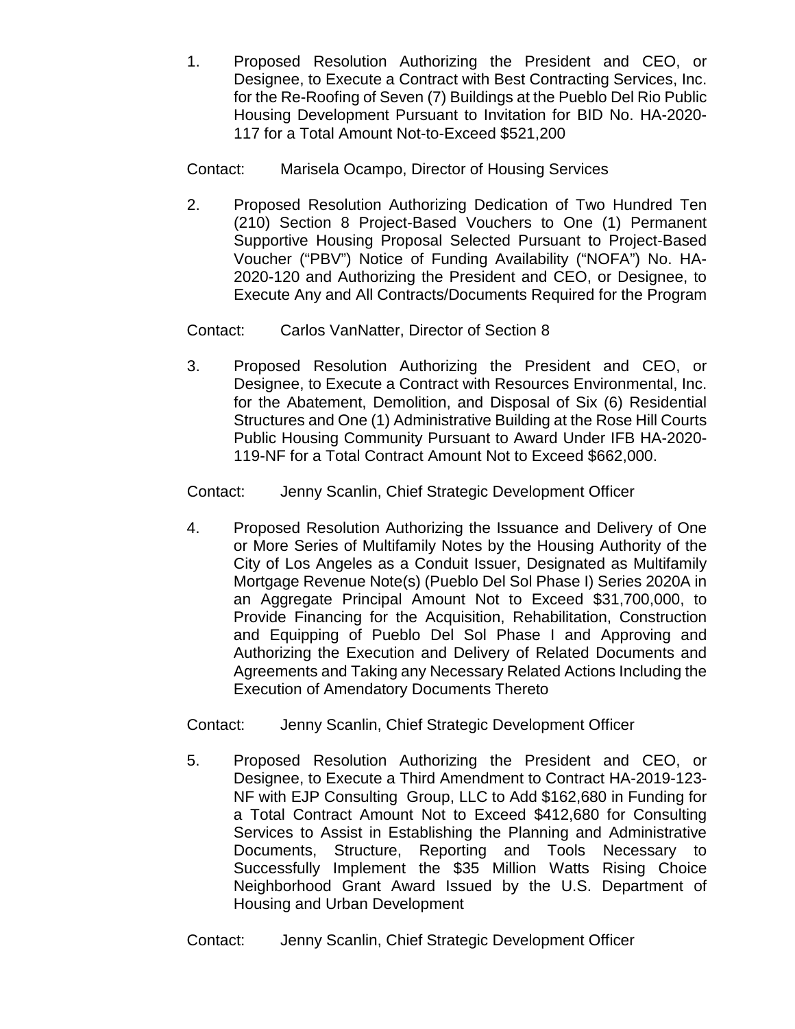1. Proposed Resolution Authorizing the President and CEO, or Designee, to Execute a Contract with Best Contracting Services, Inc. for the Re-Roofing of Seven (7) Buildings at the Pueblo Del Rio Public Housing Development Pursuant to Invitation for BID No. HA-2020-117 for a Total Amount Not-to-Exceed $521,200

   Contact: Marisela Ocampo, Director of Housing Services

2. Proposed Resolution Authorizing Dedication of Two Hundred Ten (210) Section 8 Project-Based Vouchers to One (1) Permanent Supportive Housing Proposal Selected Pursuant to Project-Based Voucher ("PBV") Notice of Funding Availability ("NOFA") No. HA-2020-120 and Authorizing the President and CEO, or Designee, to Execute Any and All Contracts/Documents Required for the Program

   Contact: Carlos VanNatter, Director of Section 8

3. Proposed Resolution Authorizing the President and CEO, or Designee, to Execute a Contract with Resources Environmental, Inc. for the Abatement, Demolition, and Disposal of Six (6) Residential Structures and One (1) Administrative Building at the Rose Hill Courts Public Housing Community Pursuant to Award Under IFB HA-2020-119-NF for a Total Contract Amount Not to Exceed $662,000.

   Contact: Jenny Scanlin, Chief Strategic Development Officer

4. Proposed Resolution Authorizing the Issuance and Delivery of One or More Series of Multifamily Notes by the Housing Authority of the City of Los Angeles as a Conduit Issuer, Designated as Multifamily Mortgage Revenue Note(s) (Pueblo Del Sol Phase I) Series 2020A in an Aggregate Principal Amount Not to Exceed $31,700,000, to Provide Financing for the Acquisition, Rehabilitation, Construction and Equipping of Pueblo Del Sol Phase I and Approving and Authorizing the Execution and Delivery of Related Documents and Agreements and Taking any Necessary Related Actions Including the Execution of Amendatory Documents Thereto

   Contact: Jenny Scanlin, Chief Strategic Development Officer

5. Proposed Resolution Authorizing the President and CEO, or Designee, to Execute a Third Amendment to Contract HA-2019-123-NF with EJP Consulting Group, LLC to Add $162,680 in Funding for a Total Contract Amount Not to Exceed $412,680 for Consulting Services to Assist in Establishing the Planning and Administrative Documents, Structure, Reporting and Tools Necessary to Successfully Implement the $35 Million Watts Rising Choice Neighborhood Grant Award Issued by the U.S. Department of Housing and Urban Development

   Contact: Jenny Scanlin, Chief Strategic Development Officer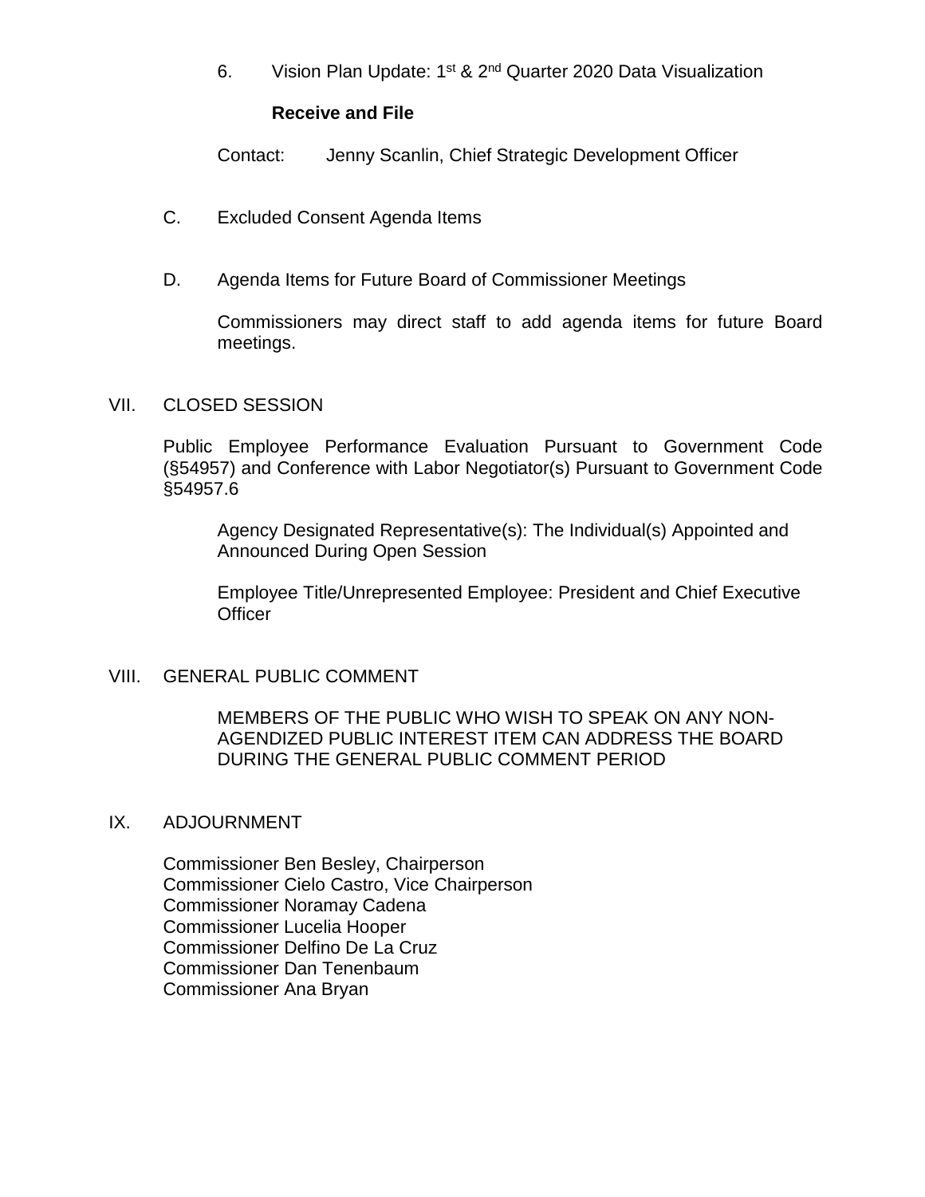6. Vision Plan Update: 1st & 2nd Quarter 2020 Data Visualization

   **Receive and File**

   Contact: Jenny Scanlin, Chief Strategic Development Officer

C. Excluded Consent Agenda Items

D. Agenda Items for Future Board of Commissioner Meetings

   Commissioners may direct staff to add agenda items for future Board meetings.

## VII. CLOSED SESSION

Public Employee Performance Evaluation Pursuant to Government Code (§54957) and Conference with Labor Negotiator(s) Pursuant to Government Code §54957.6

Agency Designated Representative(s): The Individual(s) Appointed and Announced During Open Session

Employee Title/Unrepresented Employee: President and Chief Executive Officer

## VIII. GENERAL PUBLIC COMMENT

MEMBERS OF THE PUBLIC WHO WISH TO SPEAK ON ANY NON-AGENDIZED PUBLIC INTEREST ITEM CAN ADDRESS THE BOARD DURING THE GENERAL PUBLIC COMMENT PERIOD

## IX. ADJOURNMENT

Commissioner Ben Besley, Chairperson
Commissioner Cielo Castro, Vice Chairperson
Commissioner Noramay Cadena
Commissioner Lucelia Hooper
Commissioner Delfino De La Cruz
Commissioner Dan Tenenbaum
Commissioner Ana Bryan